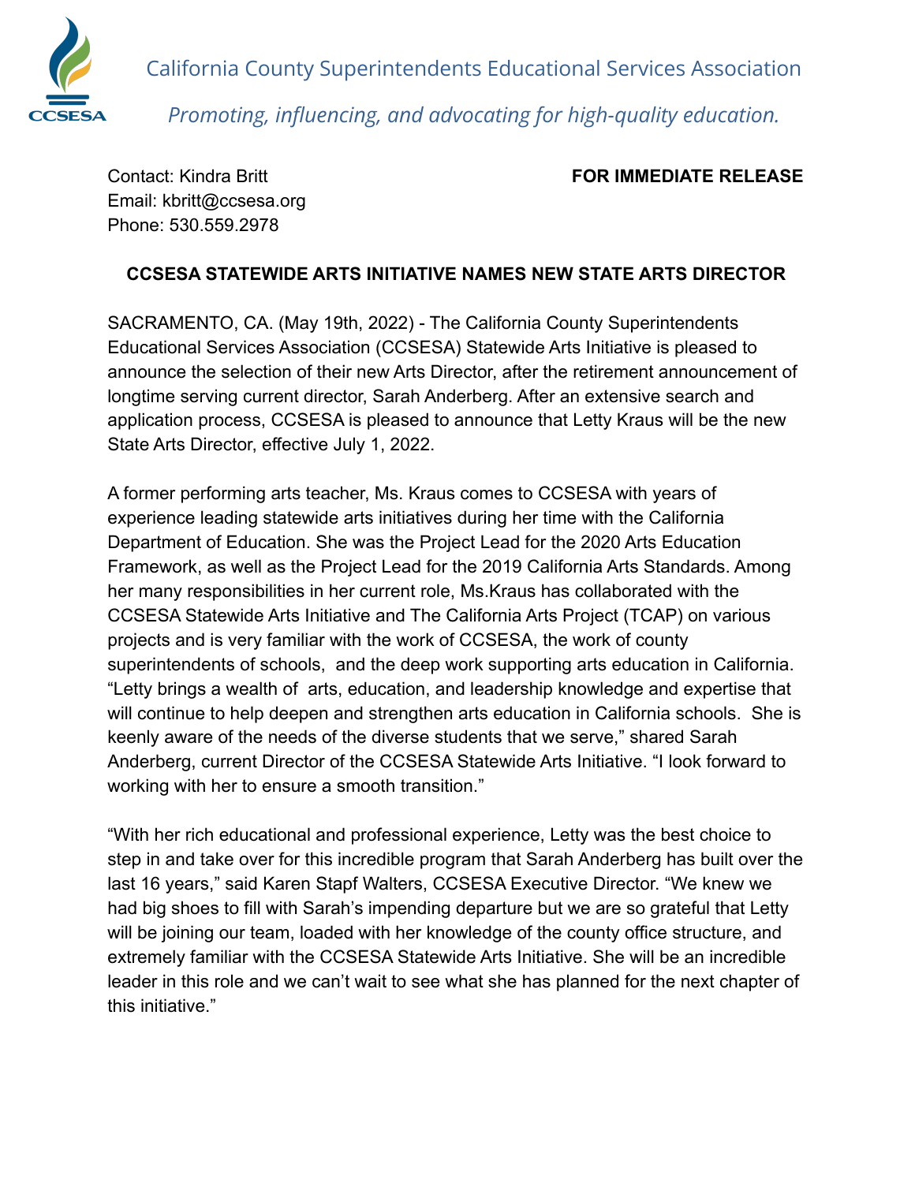California County Superintendents Educational Services Association

*Promoting, influencing, and advocating for high-quality education.*

Contact: Kindra Britt
Email: kbritt@ccsesa.org
Phone: 530.559.2978

**FOR IMMEDIATE RELEASE**

**CCSESA STATEWIDE ARTS INITIATIVE NAMES NEW STATE ARTS DIRECTOR**

SACRAMENTO, CA. (May 19th, 2022) - The California County Superintendents Educational Services Association (CCSESA) Statewide Arts Initiative is pleased to announce the selection of their new Arts Director, after the retirement announcement of longtime serving current director, Sarah Anderberg. After an extensive search and application process, CCSESA is pleased to announce that Letty Kraus will be the new State Arts Director, effective July 1, 2022.

A former performing arts teacher, Ms. Kraus comes to CCSESA with years of experience leading statewide arts initiatives during her time with the California Department of Education. She was the Project Lead for the 2020 Arts Education Framework, as well as the Project Lead for the 2019 California Arts Standards. Among her many responsibilities in her current role, Ms.Kraus has collaborated with the CCSESA Statewide Arts Initiative and The California Arts Project (TCAP) on various projects and is very familiar with the work of CCSESA, the work of county superintendents of schools, and the deep work supporting arts education in California. "Letty brings a wealth of arts, education, and leadership knowledge and expertise that will continue to help deepen and strengthen arts education in California schools. She is keenly aware of the needs of the diverse students that we serve," shared Sarah Anderberg, current Director of the CCSESA Statewide Arts Initiative. "I look forward to working with her to ensure a smooth transition."

"With her rich educational and professional experience, Letty was the best choice to step in and take over for this incredible program that Sarah Anderberg has built over the last 16 years," said Karen Stapf Walters, CCSESA Executive Director. "We knew we had big shoes to fill with Sarah's impending departure but we are so grateful that Letty will be joining our team, loaded with her knowledge of the county office structure, and extremely familiar with the CCSESA Statewide Arts Initiative. She will be an incredible leader in this role and we can't wait to see what she has planned for the next chapter of this initiative."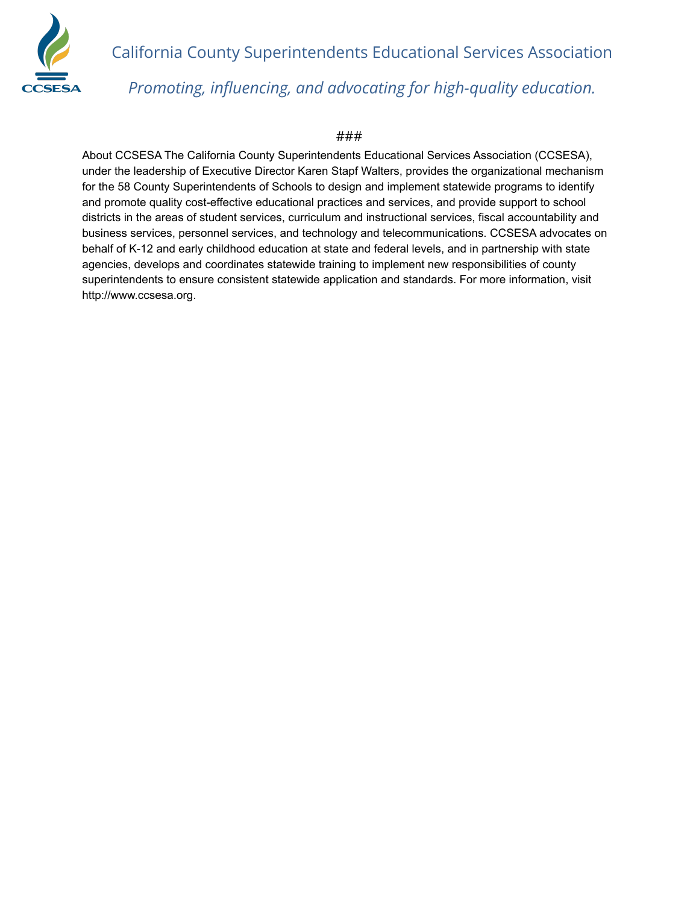California County Superintendents Educational Services Association

*Promoting, influencing, and advocating for high-quality education.*

###

About CCSESA The California County Superintendents Educational Services Association (CCSESA), under the leadership of Executive Director Karen Stapf Walters, provides the organizational mechanism for the 58 County Superintendents of Schools to design and implement statewide programs to identify and promote quality cost-effective educational practices and services, and provide support to school districts in the areas of student services, curriculum and instructional services, fiscal accountability and business services, personnel services, and technology and telecommunications. CCSESA advocates on behalf of K-12 and early childhood education at state and federal levels, and in partnership with state agencies, develops and coordinates statewide training to implement new responsibilities of county superintendents to ensure consistent statewide application and standards. For more information, visit http://www.ccsesa.org.